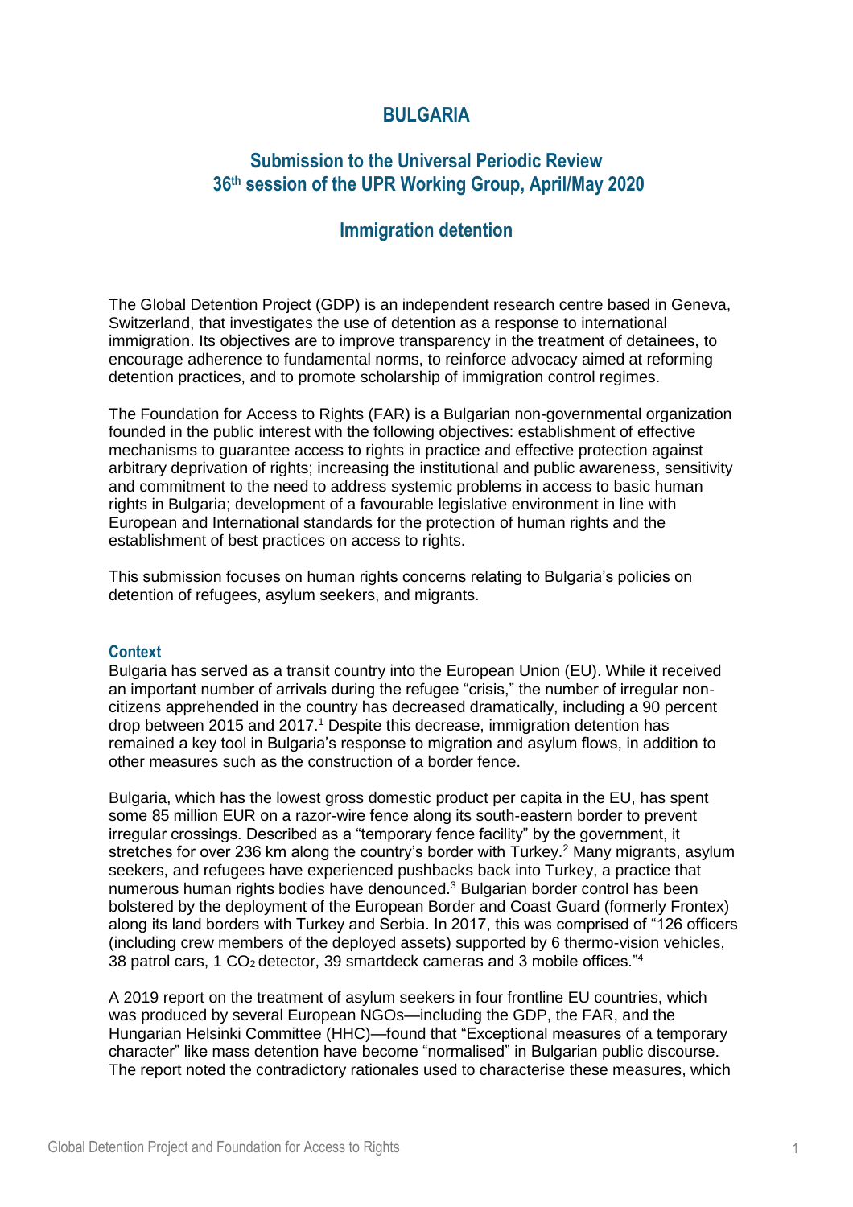# BULGARIA

## Submission to the Universal Periodic Review 36th session of the UPR Working Group, April/May 2020

## Immigration detention

The Global Detention Project (GDP) is an independent research centre based in Geneva, Switzerland, that investigates the use of detention as a response to international immigration. Its objectives are to improve transparency in the treatment of detainees, to encourage adherence to fundamental norms, to reinforce advocacy aimed at reforming detention practices, and to promote scholarship of immigration control regimes.

The Foundation for Access to Rights (FAR) is a Bulgarian non-governmental organization founded in the public interest with the following objectives: establishment of effective mechanisms to guarantee access to rights in practice and effective protection against arbitrary deprivation of rights; increasing the institutional and public awareness, sensitivity and commitment to the need to address systemic problems in access to basic human rights in Bulgaria; development of a favourable legislative environment in line with European and International standards for the protection of human rights and the establishment of best practices on access to rights.

This submission focuses on human rights concerns relating to Bulgaria's policies on detention of refugees, asylum seekers, and migrants.

### Context

Bulgaria has served as a transit country into the European Union (EU). While it received an important number of arrivals during the refugee "crisis," the number of irregular non-citizens apprehended in the country has decreased dramatically, including a 90 percent drop between 2015 and 2017.[1] Despite this decrease, immigration detention has remained a key tool in Bulgaria's response to migration and asylum flows, in addition to other measures such as the construction of a border fence.

Bulgaria, which has the lowest gross domestic product per capita in the EU, has spent some 85 million EUR on a razor-wire fence along its south-eastern border to prevent irregular crossings. Described as a "temporary fence facility" by the government, it stretches for over 236 km along the country's border with Turkey.[2] Many migrants, asylum seekers, and refugees have experienced pushbacks back into Turkey, a practice that numerous human rights bodies have denounced.[3] Bulgarian border control has been bolstered by the deployment of the European Border and Coast Guard (formerly Frontex) along its land borders with Turkey and Serbia. In 2017, this was comprised of "126 officers (including crew members of the deployed assets) supported by 6 thermo-vision vehicles, 38 patrol cars, 1 $CO_2$ detector, 39 smartdeck cameras and 3 mobile offices."[4]

A 2019 report on the treatment of asylum seekers in four frontline EU countries, which was produced by several European NGOs—including the GDP, the FAR, and the Hungarian Helsinki Committee (HHC)—found that "Exceptional measures of a temporary character" like mass detention have become "normalised" in Bulgarian public discourse. The report noted the contradictory rationales used to characterise these measures, which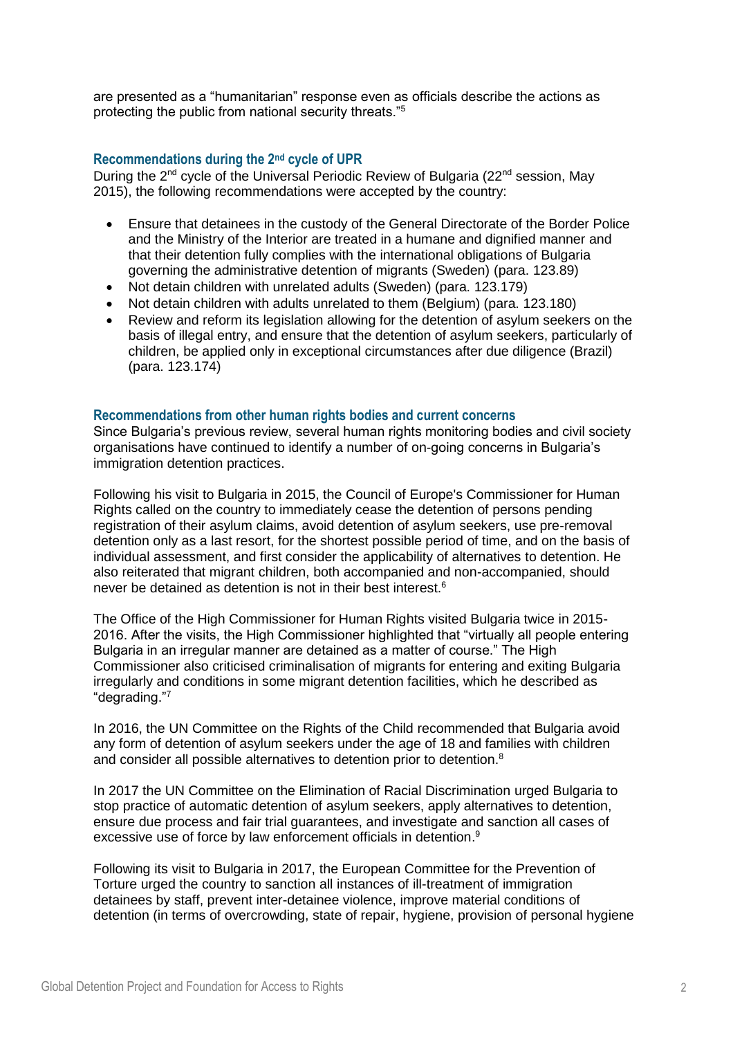are presented as a "humanitarian" response even as officials describe the actions as protecting the public from national security threats."[5]

### Recommendations during the 2nd cycle of UPR

During the 2nd cycle of the Universal Periodic Review of Bulgaria (22nd session, May 2015), the following recommendations were accepted by the country:

- Ensure that detainees in the custody of the General Directorate of the Border Police and the Ministry of the Interior are treated in a humane and dignified manner and that their detention fully complies with the international obligations of Bulgaria governing the administrative detention of migrants (Sweden) (para. 123.89)
- Not detain children with unrelated adults (Sweden) (para. 123.179)
- Not detain children with adults unrelated to them (Belgium) (para. 123.180)
- Review and reform its legislation allowing for the detention of asylum seekers on the basis of illegal entry, and ensure that the detention of asylum seekers, particularly of children, be applied only in exceptional circumstances after due diligence (Brazil) (para. 123.174)

### Recommendations from other human rights bodies and current concerns

Since Bulgaria's previous review, several human rights monitoring bodies and civil society organisations have continued to identify a number of on-going concerns in Bulgaria's immigration detention practices.

Following his visit to Bulgaria in 2015, the Council of Europe's Commissioner for Human Rights called on the country to immediately cease the detention of persons pending registration of their asylum claims, avoid detention of asylum seekers, use pre-removal detention only as a last resort, for the shortest possible period of time, and on the basis of individual assessment, and first consider the applicability of alternatives to detention. He also reiterated that migrant children, both accompanied and non-accompanied, should never be detained as detention is not in their best interest.[6]

The Office of the High Commissioner for Human Rights visited Bulgaria twice in 2015-2016. After the visits, the High Commissioner highlighted that "virtually all people entering Bulgaria in an irregular manner are detained as a matter of course." The High Commissioner also criticised criminalisation of migrants for entering and exiting Bulgaria irregularly and conditions in some migrant detention facilities, which he described as "degrading."[7]

In 2016, the UN Committee on the Rights of the Child recommended that Bulgaria avoid any form of detention of asylum seekers under the age of 18 and families with children and consider all possible alternatives to detention prior to detention.[8]

In 2017 the UN Committee on the Elimination of Racial Discrimination urged Bulgaria to stop practice of automatic detention of asylum seekers, apply alternatives to detention, ensure due process and fair trial guarantees, and investigate and sanction all cases of excessive use of force by law enforcement officials in detention.[9]

Following its visit to Bulgaria in 2017, the European Committee for the Prevention of Torture urged the country to sanction all instances of ill-treatment of immigration detainees by staff, prevent inter-detainee violence, improve material conditions of detention (in terms of overcrowding, state of repair, hygiene, provision of personal hygiene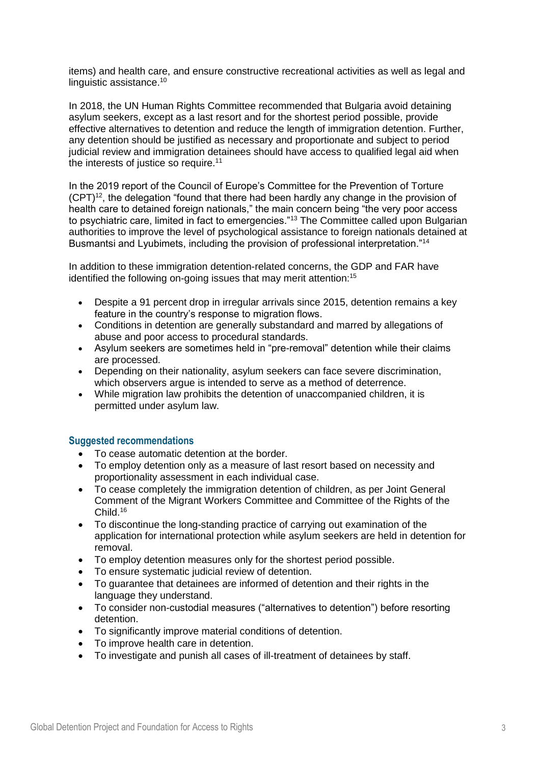items) and health care, and ensure constructive recreational activities as well as legal and linguistic assistance.[10]

In 2018, the UN Human Rights Committee recommended that Bulgaria avoid detaining asylum seekers, except as a last resort and for the shortest period possible, provide effective alternatives to detention and reduce the length of immigration detention. Further, any detention should be justified as necessary and proportionate and subject to period judicial review and immigration detainees should have access to qualified legal aid when the interests of justice so require.[11]

In the 2019 report of the Council of Europe's Committee for the Prevention of Torture (CPT)[12], the delegation "found that there had been hardly any change in the provision of health care to detained foreign nationals," the main concern being "the very poor access to psychiatric care, limited in fact to emergencies."[13] The Committee called upon Bulgarian authorities to improve the level of psychological assistance to foreign nationals detained at Busmantsi and Lyubimets, including the provision of professional interpretation."[14]

In addition to these immigration detention-related concerns, the GDP and FAR have identified the following on-going issues that may merit attention:[15]

- Despite a 91 percent drop in irregular arrivals since 2015, detention remains a key feature in the country's response to migration flows.
- Conditions in detention are generally substandard and marred by allegations of abuse and poor access to procedural standards.
- Asylum seekers are sometimes held in "pre-removal" detention while their claims are processed.
- Depending on their nationality, asylum seekers can face severe discrimination, which observers argue is intended to serve as a method of deterrence.
- While migration law prohibits the detention of unaccompanied children, it is permitted under asylum law.

### Suggested recommendations

- To cease automatic detention at the border.
- To employ detention only as a measure of last resort based on necessity and proportionality assessment in each individual case.
- To cease completely the immigration detention of children, as per Joint General Comment of the Migrant Workers Committee and Committee of the Rights of the Child.[16]
- To discontinue the long-standing practice of carrying out examination of the application for international protection while asylum seekers are held in detention for removal.
- To employ detention measures only for the shortest period possible.
- To ensure systematic judicial review of detention.
- To guarantee that detainees are informed of detention and their rights in the language they understand.
- To consider non-custodial measures ("alternatives to detention") before resorting detention.
- To significantly improve material conditions of detention.
- To improve health care in detention.
- To investigate and punish all cases of ill-treatment of detainees by staff.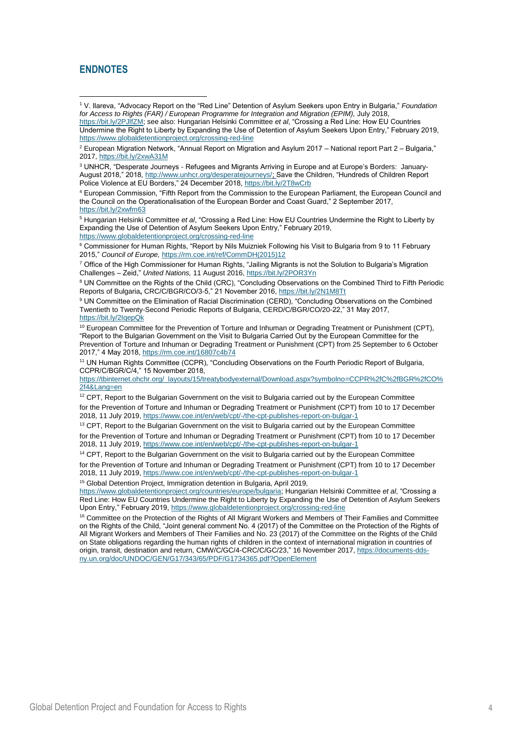## ENDNOTES

[1] V. Ilareva, "Advocacy Report on the "Red Line" Detention of Asylum Seekers upon Entry in Bulgaria," *Foundation for Access to Rights (FAR) / European Programme for Integration and Migration (EPIM),* July 2018, https://bit.ly/2PJlfZM; see also: Hungarian Helsinki Committee *et al*, "Crossing a Red Line: How EU Countries Undermine the Right to Liberty by Expanding the Use of Detention of Asylum Seekers Upon Entry," February 2019, https://www.globaldetentionproject.org/crossing-red-line

[2] European Migration Network, "Annual Report on Migration and Asylum 2017 – National report Part 2 – Bulgaria," 2017, https://bit.ly/2xwA31M

[3] UNHCR, "Desperate Journeys - Refugees and Migrants Arriving in Europe and at Europe's Borders: January-August 2018," 2018, http://www.unhcr.org/desperatejourneys/; Save the Children, "Hundreds of Children Report Police Violence at EU Borders," 24 December 2018, https://bit.ly/2T8wCrb

[4] European Commission, "Fifth Report from the Commission to the European Parliament, the European Council and the Council on the Operationalisation of the European Border and Coast Guard," 2 September 2017, https://bit.ly/2xwfm63

[5] Hungarian Helsinki Committee *et al*, "Crossing a Red Line: How EU Countries Undermine the Right to Liberty by Expanding the Use of Detention of Asylum Seekers Upon Entry," February 2019, https://www.globaldetentionproject.org/crossing-red-line

[6] Commissioner for Human Rights, "Report by Nils Muizniek Following his Visit to Bulgaria from 9 to 11 February 2015," *Council of Europe,* https://rm.coe.int/ref/CommDH(2015)12

[7] Office of the High Commissioner for Human Rights, "Jailing Migrants is not the Solution to Bulgaria's Migration Challenges – Zeid," *United Nations,* 11 August 2016, https://bit.ly/2POR3Yn

[8] UN Committee on the Rights of the Child (CRC), "Concluding Observations on the Combined Third to Fifth Periodic Reports of Bulgaria**,** CRC/C/BGR/CO/3-5," 21 November 2016, https://bit.ly/2N1M8Tt

[9] UN Committee on the Elimination of Racial Discrimination (CERD), "Concluding Observations on the Combined Twentieth to Twenty-Second Periodic Reports of Bulgaria, CERD/C/BGR/CO/20-22," 31 May 2017, https://bit.ly/2IqepQk

[10] European Committee for the Prevention of Torture and Inhuman or Degrading Treatment or Punishment (CPT), "Report to the Bulgarian Government on the Visit to Bulgaria Carried Out by the European Committee for the Prevention of Torture and Inhuman or Degrading Treatment or Punishment (CPT) from 25 September to 6 October 2017," 4 May 2018, https://rm.coe.int/16807c4b74

[11] UN Human Rights Committee (CCPR), "Concluding Observations on the Fourth Periodic Report of Bulgaria, CCPR/C/BGR/C/4," 15 November 2018, https://tbinternet.ohchr.org/_layouts/15/treatybodyexternal/Download.aspx?symbolno=CCPR%2fC%2fBGR%2fCO%2f4&Lang=en

[12] CPT, Report to the Bulgarian Government on the visit to Bulgaria carried out by the European Committee for the Prevention of Torture and Inhuman or Degrading Treatment or Punishment (CPT) from 10 to 17 December 2018, 11 July 2019, https://www.coe.int/en/web/cpt/-/the-cpt-publishes-report-on-bulgar-1

[13] CPT, Report to the Bulgarian Government on the visit to Bulgaria carried out by the European Committee for the Prevention of Torture and Inhuman or Degrading Treatment or Punishment (CPT) from 10 to 17 December 2018, 11 July 2019, https://www.coe.int/en/web/cpt/-/the-cpt-publishes-report-on-bulgar-1

[14] CPT, Report to the Bulgarian Government on the visit to Bulgaria carried out by the European Committee for the Prevention of Torture and Inhuman or Degrading Treatment or Punishment (CPT) from 10 to 17 December 2018, 11 July 2019, https://www.coe.int/en/web/cpt/-/the-cpt-publishes-report-on-bulgar-1

[15] Global Detention Project, Immigration detention in Bulgaria, April 2019, https://www.globaldetentionproject.org/countries/europe/bulgaria; Hungarian Helsinki Committee *et al*, "Crossing a Red Line: How EU Countries Undermine the Right to Liberty by Expanding the Use of Detention of Asylum Seekers Upon Entry," February 2019, https://www.globaldetentionproject.org/crossing-red-line

[16] Committee on the Protection of the Rights of All Migrant Workers and Members of Their Families and Committee on the Rights of the Child, "Joint general comment No. 4 (2017) of the Committee on the Protection of the Rights of All Migrant Workers and Members of Their Families and No. 23 (2017) of the Committee on the Rights of the Child on State obligations regarding the human rights of children in the context of international migration in countries of origin, transit, destination and return, CMW/C/GC/4-CRC/C/GC/23," 16 November 2017, https://documents-dds-ny.un.org/doc/UNDOC/GEN/G17/343/65/PDF/G1734365.pdf?OpenElement